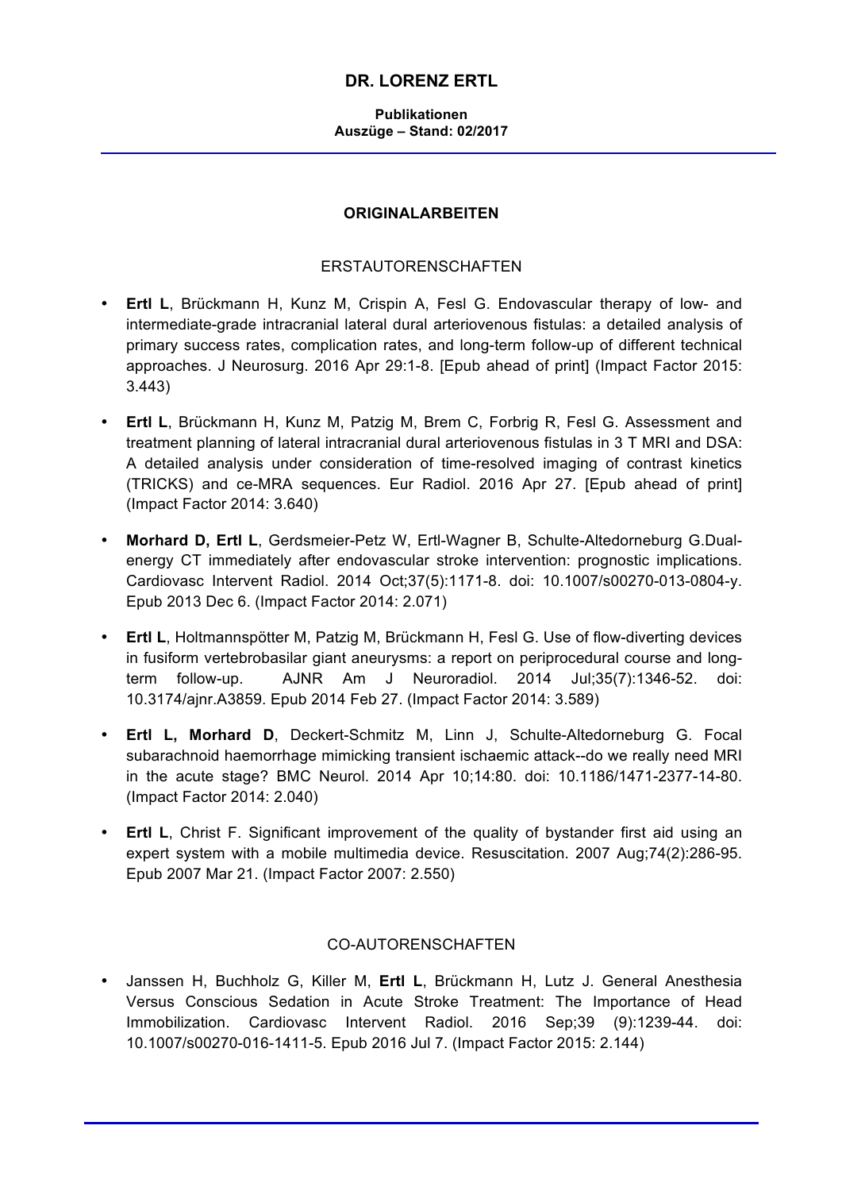# DR. LORENZ ERTL

**Publikationen**
**Auszüge – Stand: 02/2017**

## ORIGINALARBEITEN

### ERSTAUTORENSCHAFTEN

- **Ertl L**, Brückmann H, Kunz M, Crispin A, Fesl G. Endovascular therapy of low- and intermediate-grade intracranial lateral dural arteriovenous fistulas: a detailed analysis of primary success rates, complication rates, and long-term follow-up of different technical approaches. J Neurosurg. 2016 Apr 29:1-8. [Epub ahead of print] (Impact Factor 2015: 3.443)

- **Ertl L**, Brückmann H, Kunz M, Patzig M, Brem C, Forbrig R, Fesl G. Assessment and treatment planning of lateral intracranial dural arteriovenous fistulas in 3 T MRI and DSA: A detailed analysis under consideration of time-resolved imaging of contrast kinetics (TRICKS) and ce-MRA sequences. Eur Radiol. 2016 Apr 27. [Epub ahead of print] (Impact Factor 2014: 3.640)

- **Morhard D, Ertl L**, Gerdsmeier-Petz W, Ertl-Wagner B, Schulte-Altedorneburg G.Dual-energy CT immediately after endovascular stroke intervention: prognostic implications. Cardiovasc Intervent Radiol. 2014 Oct;37(5):1171-8. doi: 10.1007/s00270-013-0804-y. Epub 2013 Dec 6. (Impact Factor 2014: 2.071)

- **Ertl L**, Holtmannspötter M, Patzig M, Brückmann H, Fesl G. Use of flow-diverting devices in fusiform vertebrobasilar giant aneurysms: a report on periprocedural course and long-term follow-up. AJNR Am J Neuroradiol. 2014 Jul;35(7):1346-52. doi: 10.3174/ajnr.A3859. Epub 2014 Feb 27. (Impact Factor 2014: 3.589)

- **Ertl L, Morhard D**, Deckert-Schmitz M, Linn J, Schulte-Altedorneburg G. Focal subarachnoid haemorrhage mimicking transient ischaemic attack--do we really need MRI in the acute stage? BMC Neurol. 2014 Apr 10;14:80. doi: 10.1186/1471-2377-14-80. (Impact Factor 2014: 2.040)

- **Ertl L**, Christ F. Significant improvement of the quality of bystander first aid using an expert system with a mobile multimedia device. Resuscitation. 2007 Aug;74(2):286-95. Epub 2007 Mar 21. (Impact Factor 2007: 2.550)

### CO-AUTORENSCHAFTEN

- Janssen H, Buchholz G, Killer M, **Ertl L**, Brückmann H, Lutz J. General Anesthesia Versus Conscious Sedation in Acute Stroke Treatment: The Importance of Head Immobilization. Cardiovasc Intervent Radiol. 2016 Sep;39 (9):1239-44. doi: 10.1007/s00270-016-1411-5. Epub 2016 Jul 7. (Impact Factor 2015: 2.144)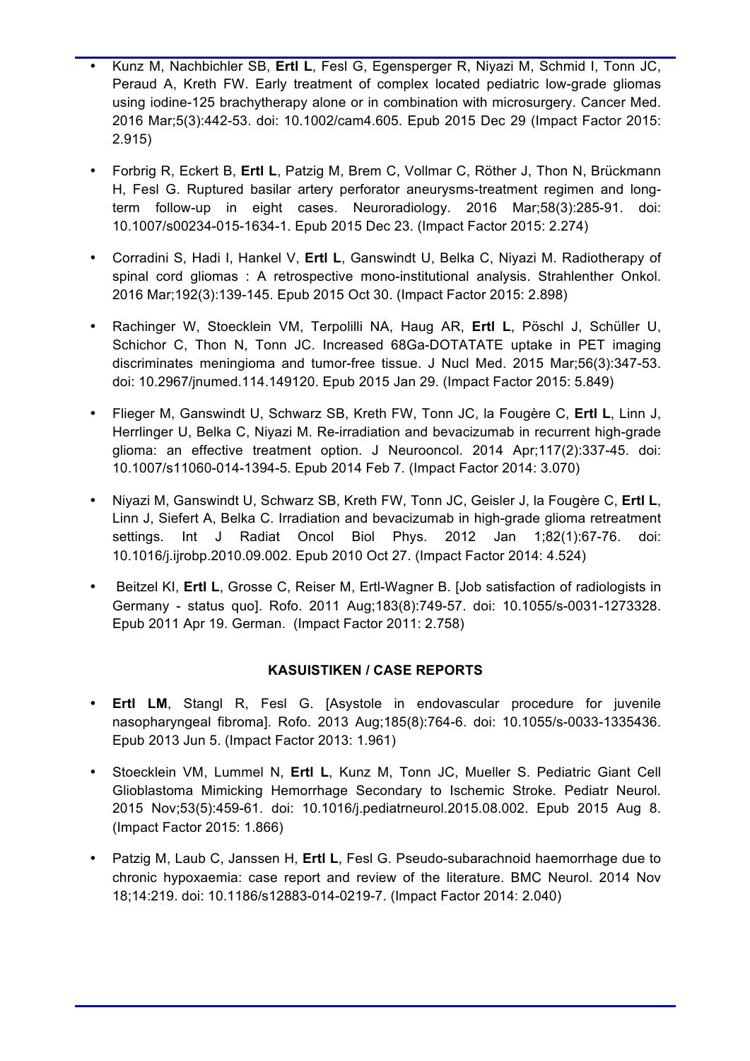- Kunz M, Nachbichler SB, **Ertl L**, Fesl G, Egensperger R, Niyazi M, Schmid I, Tonn JC, Peraud A, Kreth FW. Early treatment of complex located pediatric low-grade gliomas using iodine-125 brachytherapy alone or in combination with microsurgery. Cancer Med. 2016 Mar;5(3):442-53. doi: 10.1002/cam4.605. Epub 2015 Dec 29 (Impact Factor 2015: 2.915)

- Forbrig R, Eckert B, **Ertl L**, Patzig M, Brem C, Vollmar C, Röther J, Thon N, Brückmann H, Fesl G. Ruptured basilar artery perforator aneurysms-treatment regimen and long-term follow-up in eight cases. Neuroradiology. 2016 Mar;58(3):285-91. doi: 10.1007/s00234-015-1634-1. Epub 2015 Dec 23. (Impact Factor 2015: 2.274)

- Corradini S, Hadi I, Hankel V, **Ertl L**, Ganswindt U, Belka C, Niyazi M. Radiotherapy of spinal cord gliomas : A retrospective mono-institutional analysis. Strahlenther Onkol. 2016 Mar;192(3):139-145. Epub 2015 Oct 30. (Impact Factor 2015: 2.898)

- Rachinger W, Stoecklein VM, Terpolilli NA, Haug AR, **Ertl L**, Pöschl J, Schüller U, Schichor C, Thon N, Tonn JC. Increased 68Ga-DOTATATE uptake in PET imaging discriminates meningioma and tumor-free tissue. J Nucl Med. 2015 Mar;56(3):347-53. doi: 10.2967/jnumed.114.149120. Epub 2015 Jan 29. (Impact Factor 2015: 5.849)

- Flieger M, Ganswindt U, Schwarz SB, Kreth FW, Tonn JC, la Fougère C, **Ertl L**, Linn J, Herrlinger U, Belka C, Niyazi M. Re-irradiation and bevacizumab in recurrent high-grade glioma: an effective treatment option. J Neurooncol. 2014 Apr;117(2):337-45. doi: 10.1007/s11060-014-1394-5. Epub 2014 Feb 7. (Impact Factor 2014: 3.070)

- Niyazi M, Ganswindt U, Schwarz SB, Kreth FW, Tonn JC, Geisler J, la Fougère C, **Ertl L**, Linn J, Siefert A, Belka C. Irradiation and bevacizumab in high-grade glioma retreatment settings. Int J Radiat Oncol Biol Phys. 2012 Jan 1;82(1):67-76. doi: 10.1016/j.ijrobp.2010.09.002. Epub 2010 Oct 27. (Impact Factor 2014: 4.524)

- Beitzel KI, **Ertl L**, Grosse C, Reiser M, Ertl-Wagner B. [Job satisfaction of radiologists in Germany - status quo]. Rofo. 2011 Aug;183(8):749-57. doi: 10.1055/s-0031-1273328. Epub 2011 Apr 19. German. (Impact Factor 2011: 2.758)

**KASUISTIKEN / CASE REPORTS**

- **Ertl LM**, Stangl R, Fesl G. [Asystole in endovascular procedure for juvenile nasopharyngeal fibroma]. Rofo. 2013 Aug;185(8):764-6. doi: 10.1055/s-0033-1335436. Epub 2013 Jun 5. (Impact Factor 2013: 1.961)

- Stoecklein VM, Lummel N, **Ertl L**, Kunz M, Tonn JC, Mueller S. Pediatric Giant Cell Glioblastoma Mimicking Hemorrhage Secondary to Ischemic Stroke. Pediatr Neurol. 2015 Nov;53(5):459-61. doi: 10.1016/j.pediatrneurol.2015.08.002. Epub 2015 Aug 8. (Impact Factor 2015: 1.866)

- Patzig M, Laub C, Janssen H, **Ertl L**, Fesl G. Pseudo-subarachnoid haemorrhage due to chronic hypoxaemia: case report and review of the literature. BMC Neurol. 2014 Nov 18;14:219. doi: 10.1186/s12883-014-0219-7. (Impact Factor 2014: 2.040)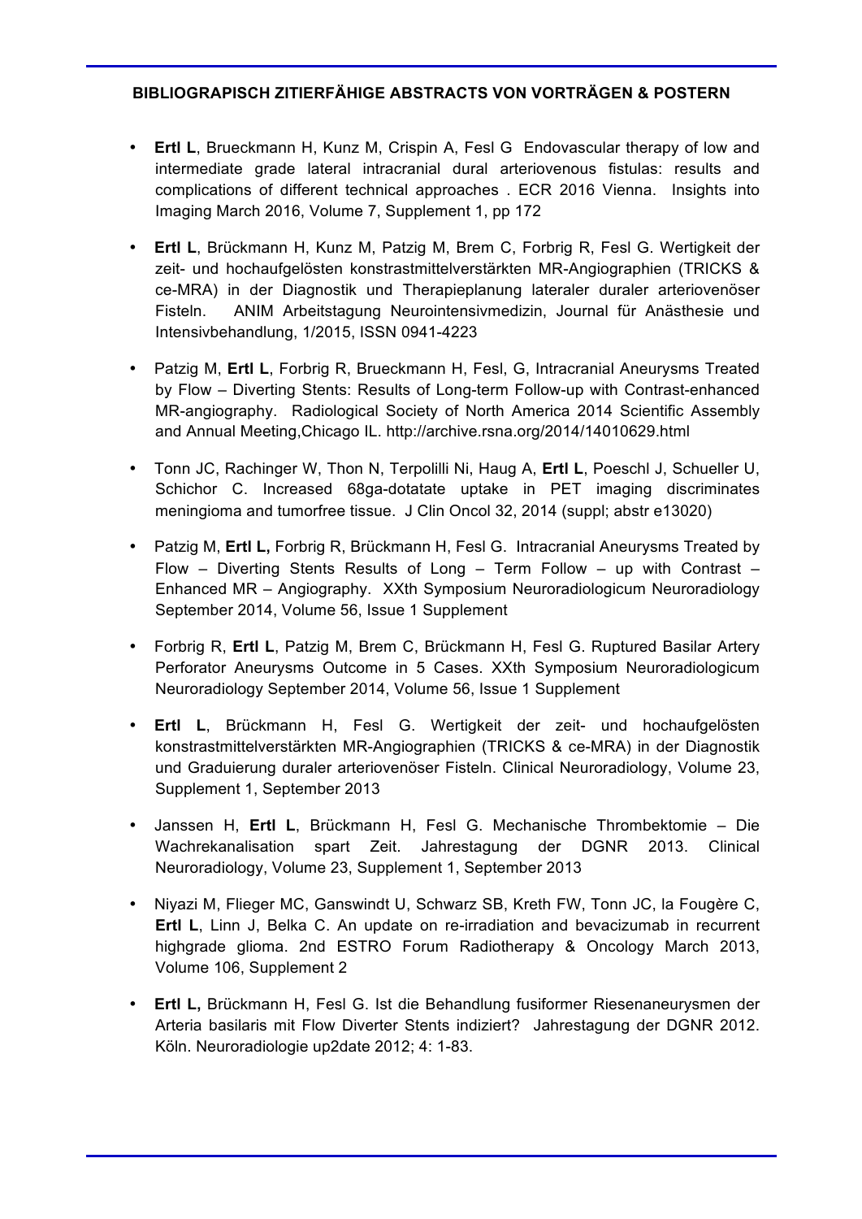## BIBLIOGRAPISCH ZITIERFÄHIGE ABSTRACTS VON VORTRÄGEN & POSTERN

- **Ertl L**, Brueckmann H, Kunz M, Crispin A, Fesl G Endovascular therapy of low and intermediate grade lateral intracranial dural arteriovenous fistulas: results and complications of different technical approaches . ECR 2016 Vienna. Insights into Imaging March 2016, Volume 7, Supplement 1, pp 172

- **Ertl L**, Brückmann H, Kunz M, Patzig M, Brem C, Forbrig R, Fesl G. Wertigkeit der zeit- und hochaufgelösten konstrastmittelverstärkten MR-Angiographien (TRICKS & ce-MRA) in der Diagnostik und Therapieplanung lateraler duraler arteriovenöser Fisteln. ANIM Arbeitstagung Neurointensivmedizin, Journal für Anästhesie und Intensivbehandlung, 1/2015, ISSN 0941-4223

- Patzig M, **Ertl L**, Forbrig R, Brueckmann H, Fesl, G, Intracranial Aneurysms Treated by Flow – Diverting Stents: Results of Long-term Follow-up with Contrast-enhanced MR-angiography. Radiological Society of North America 2014 Scientific Assembly and Annual Meeting,Chicago IL. http://archive.rsna.org/2014/14010629.html

- Tonn JC, Rachinger W, Thon N, Terpolilli Ni, Haug A, **Ertl L**, Poeschl J, Schueller U, Schichor C. Increased 68ga-dotatate uptake in PET imaging discriminates meningioma and tumorfree tissue. J Clin Oncol 32, 2014 (suppl; abstr e13020)

- Patzig M, **Ertl L,** Forbrig R, Brückmann H, Fesl G. Intracranial Aneurysms Treated by Flow – Diverting Stents Results of Long – Term Follow – up with Contrast – Enhanced MR – Angiography. XXth Symposium Neuroradiologicum Neuroradiology September 2014, Volume 56, Issue 1 Supplement

- Forbrig R, **Ertl L**, Patzig M, Brem C, Brückmann H, Fesl G. Ruptured Basilar Artery Perforator Aneurysms Outcome in 5 Cases. XXth Symposium Neuroradiologicum Neuroradiology September 2014, Volume 56, Issue 1 Supplement

- **Ertl L**, Brückmann H, Fesl G. Wertigkeit der zeit- und hochaufgelösten konstrastmittelverstärkten MR-Angiographien (TRICKS & ce-MRA) in der Diagnostik und Graduierung duraler arteriovenöser Fisteln. Clinical Neuroradiology, Volume 23, Supplement 1, September 2013

- Janssen H, **Ertl L**, Brückmann H, Fesl G. Mechanische Thrombektomie – Die Wachrekanalisation spart Zeit. Jahrestagung der DGNR 2013. Clinical Neuroradiology, Volume 23, Supplement 1, September 2013

- Niyazi M, Flieger MC, Ganswindt U, Schwarz SB, Kreth FW, Tonn JC, la Fougère C, **Ertl L**, Linn J, Belka C. An update on re-irradiation and bevacizumab in recurrent highgrade glioma. 2nd ESTRO Forum Radiotherapy & Oncology March 2013, Volume 106, Supplement 2

- **Ertl L,** Brückmann H, Fesl G. Ist die Behandlung fusiformer Riesenaneurysmen der Arteria basilaris mit Flow Diverter Stents indiziert? Jahrestagung der DGNR 2012. Köln. Neuroradiologie up2date 2012; 4: 1-83.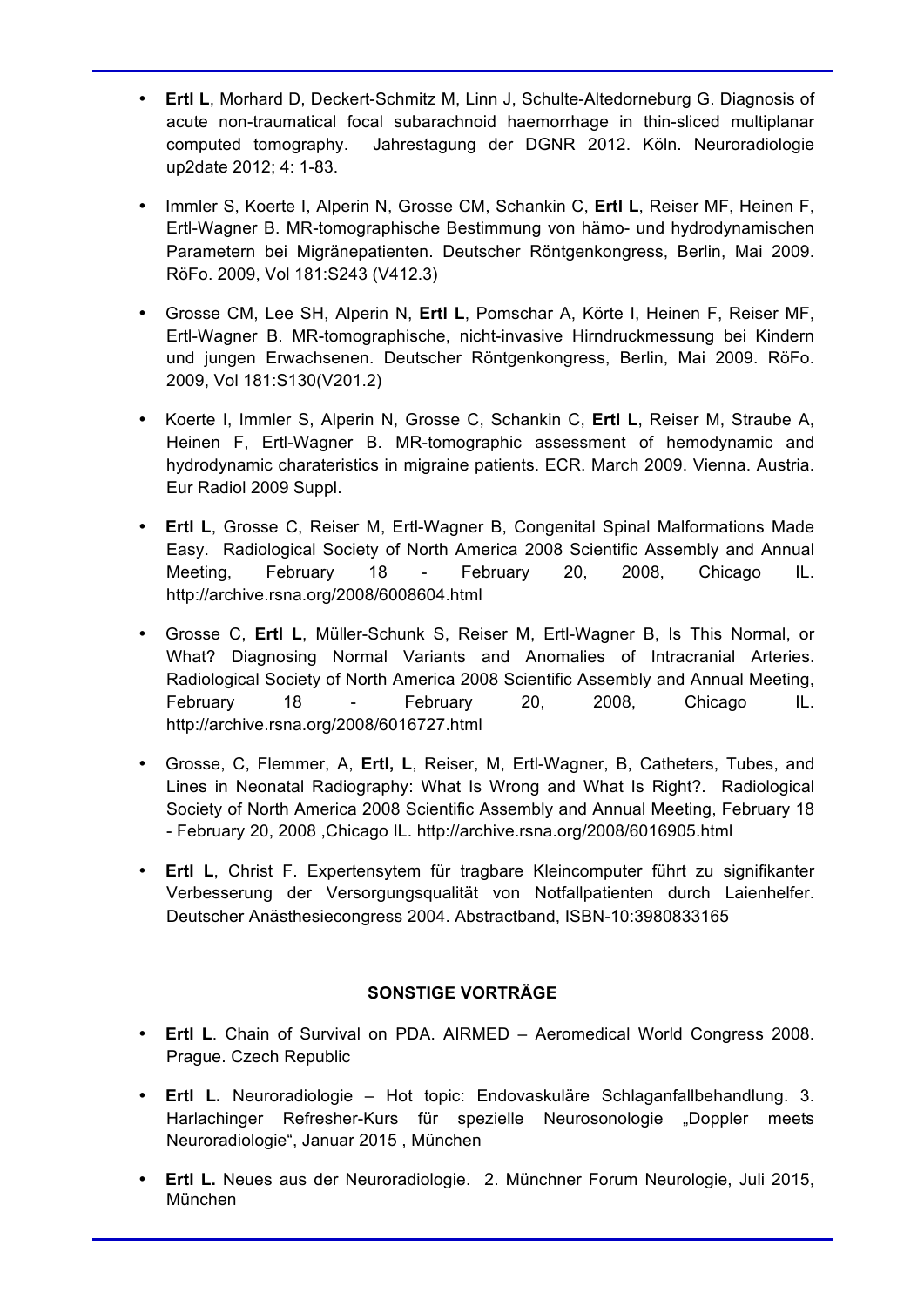- **Ertl L**, Morhard D, Deckert-Schmitz M, Linn J, Schulte-Altedorneburg G. Diagnosis of acute non-traumatical focal subarachnoid haemorrhage in thin-sliced multiplanar computed tomography. Jahrestagung der DGNR 2012. Köln. Neuroradiologie up2date 2012; 4: 1-83.

- Immler S, Koerte I, Alperin N, Grosse CM, Schankin C, **Ertl L**, Reiser MF, Heinen F, Ertl-Wagner B. MR-tomographische Bestimmung von hämo- und hydrodynamischen Parametern bei Migränepatienten. Deutscher Röntgenkongress, Berlin, Mai 2009. RöFo. 2009, Vol 181:S243 (V412.3)

- Grosse CM, Lee SH, Alperin N, **Ertl L**, Pomschar A, Körte I, Heinen F, Reiser MF, Ertl-Wagner B. MR-tomographische, nicht-invasive Hirndruckmessung bei Kindern und jungen Erwachsenen. Deutscher Röntgenkongress, Berlin, Mai 2009. RöFo. 2009, Vol 181:S130(V201.2)

- Koerte I, Immler S, Alperin N, Grosse C, Schankin C, **Ertl L**, Reiser M, Straube A, Heinen F, Ertl-Wagner B. MR-tomographic assessment of hemodynamic and hydrodynamic charateristics in migraine patients. ECR. March 2009. Vienna. Austria. Eur Radiol 2009 Suppl.

- **Ertl L**, Grosse C, Reiser M, Ertl-Wagner B, Congenital Spinal Malformations Made Easy. Radiological Society of North America 2008 Scientific Assembly and Annual Meeting, February 18 - February 20, 2008, Chicago IL. http://archive.rsna.org/2008/6008604.html

- Grosse C, **Ertl L**, Müller-Schunk S, Reiser M, Ertl-Wagner B, Is This Normal, or What? Diagnosing Normal Variants and Anomalies of Intracranial Arteries. Radiological Society of North America 2008 Scientific Assembly and Annual Meeting, February 18 - February 20, 2008, Chicago IL. http://archive.rsna.org/2008/6016727.html

- Grosse, C, Flemmer, A, **Ertl, L**, Reiser, M, Ertl-Wagner, B, Catheters, Tubes, and Lines in Neonatal Radiography: What Is Wrong and What Is Right?. Radiological Society of North America 2008 Scientific Assembly and Annual Meeting, February 18 - February 20, 2008 ,Chicago IL. http://archive.rsna.org/2008/6016905.html

- **Ertl L**, Christ F. Expertensytem für tragbare Kleincomputer führt zu signifikanter Verbesserung der Versorgungsqualität von Notfallpatienten durch Laienhelfer. Deutscher Anästhesiecongress 2004. Abstractband, ISBN-10:3980833165

## SONSTIGE VORTRÄGE

- **Ertl L**. Chain of Survival on PDA. AIRMED – Aeromedical World Congress 2008. Prague. Czech Republic

- **Ertl L.** Neuroradiologie – Hot topic: Endovaskuläre Schlaganfallbehandlung. 3. Harlachinger Refresher-Kurs für spezielle Neurosonologie „Doppler meets Neuroradiologie“, Januar 2015 , München

- **Ertl L.** Neues aus der Neuroradiologie. 2. Münchner Forum Neurologie, Juli 2015, München